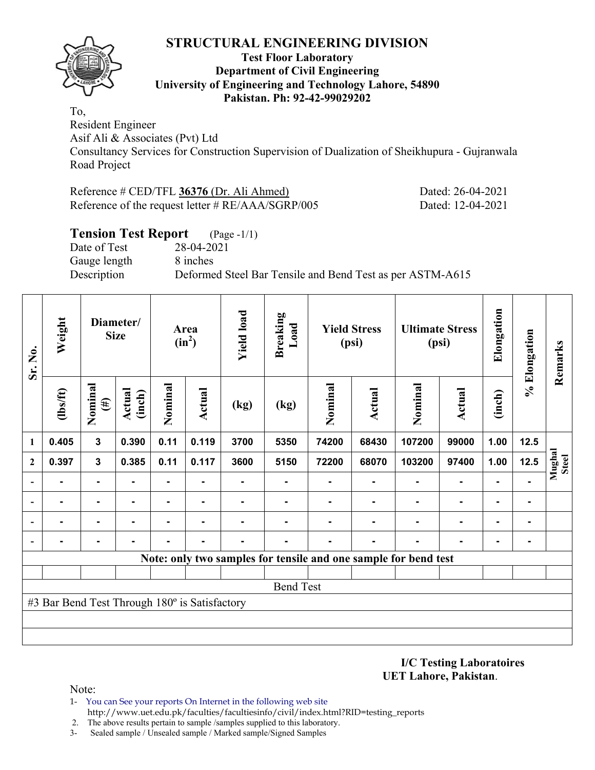# STRUCTURAL ENGINEERING DIVISION

**Test Floor Laboratory**
**Department of Civil Engineering**
**University of Engineering and Technology Lahore, 54890**
**Pakistan. Ph: 92-42-99029202**

To,
Resident Engineer
Asif Ali & Associates (Pvt) Ltd
Consultancy Services for Construction Supervision of Dualization of Sheikhupura - Gujranwala Road Project

Reference # CED/TFL **36376** (Dr. Ali Ahmed) Dated: 26-04-2021
Reference of the request letter # RE/AAA/SGRP/005 Dated: 12-04-2021

## Tension Test Report (Page -1/1)

Date of Test 28-04-2021
Gauge length 8 inches
Description Deformed Steel Bar Tensile and Bend Test as per ASTM-A615

| Sr. No. | Weight | Diameter/ Size | | Area ($in^2$) | | Yield load | Breaking Load | Yield Stress (psi) | | Ultimate Stress (psi) | | Elongation | % Elongation | Remarks |
|---|---|---|---|---|---|---|---|---|---|---|---|---|---|---|
| | (lbs/ft) | Nominal (#) | Actual (inch) | Nominal | Actual | (kg) | (kg) | Nominal | Actual | Nominal | Actual | (inch) | | |
| 1 | 0.405 | 3 | 0.390 | 0.11 | 0.119 | 3700 | 5350 | 74200 | 68430 | 107200 | 99000 | 1.00 | 12.5 | Mughal Steel |
| 2 | 0.397 | 3 | 0.385 | 0.11 | 0.117 | 3600 | 5150 | 72200 | 68070 | 103200 | 97400 | 1.00 | 12.5 | |
| - | - | - | - | - | - | - | - | - | - | - | - | - | - | |
| - | - | - | - | - | - | - | - | - | - | - | - | - | - | |
| - | - | - | - | - | - | - | - | - | - | - | - | - | - | |
| - | - | - | - | - | - | - | - | - | - | - | - | - | - | |

**Note: only two samples for tensile and one sample for bend test**

Bend Test

#3 Bar Bend Test Through 180º is Satisfactory

**I/C Testing Laboratoires**
**UET Lahore, Pakistan**.

Note:
1- You can See your reports On Internet in the following web site
http://www.uet.edu.pk/faculties/facultiesinfo/civil/index.html?RID=testing_reports
2. The above results pertain to sample /samples supplied to this laboratory.
3- Sealed sample / Unsealed sample / Marked sample/Signed Samples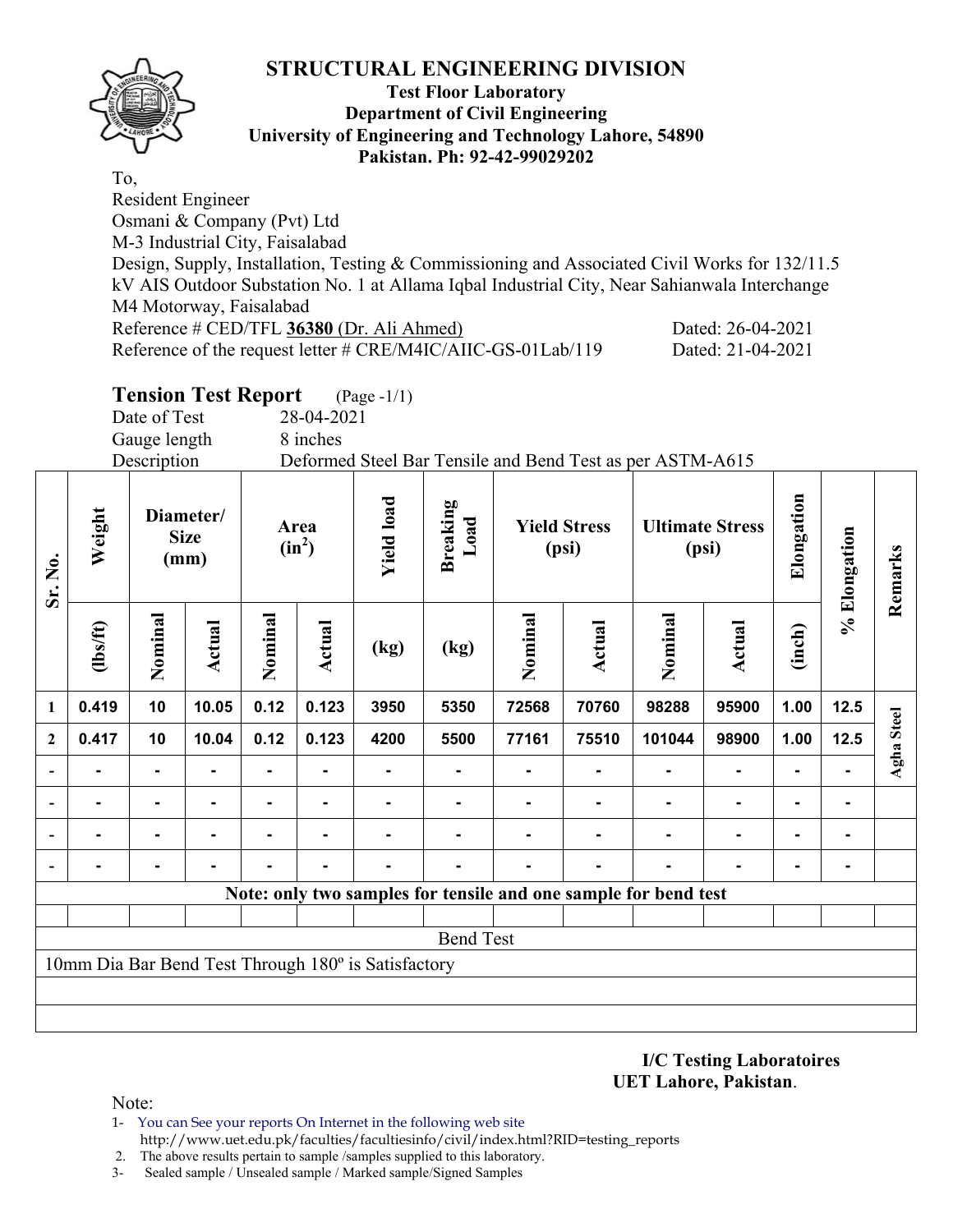# STRUCTURAL ENGINEERING DIVISION

**Test Floor Laboratory**
**Department of Civil Engineering**
**University of Engineering and Technology Lahore, 54890**
**Pakistan. Ph: 92-42-99029202**

To,
Resident Engineer
Osmani & Company (Pvt) Ltd
M-3 Industrial City, Faisalabad
Design, Supply, Installation, Testing & Commissioning and Associated Civil Works for 132/11.5 kV AIS Outdoor Substation No. 1 at Allama Iqbal Industrial City, Near Sahianwala Interchange M4 Motorway, Faisalabad
Reference # CED/TFL **36380** (Dr. Ali Ahmed) Dated: 26-04-2021
Reference of the request letter # CRE/M4IC/AIIC-GS-01Lab/119 Dated: 21-04-2021

## Tension Test Report (Page -1/1)

Date of Test 28-04-2021
Gauge length 8 inches
Description Deformed Steel Bar Tensile and Bend Test as per ASTM-A615

| Sr. No. | Weight | Diameter/ Size (mm) | | Area ($in^2$) | | Yield load | Breaking Load | Yield Stress (psi) | | Ultimate Stress (psi) | | Elongation | % Elongation | Remarks |
|---|---|---|---|---|---|---|---|---|---|---|---|---|---|---|
| | (lbs/ft) | Nominal | Actual | Nominal | Actual | (kg) | (kg) | Nominal | Actual | Nominal | Actual | (inch) | | |
| 1 | 0.419 | 10 | 10.05 | 0.12 | 0.123 | 3950 | 5350 | 72568 | 70760 | 98288 | 95900 | 1.00 | 12.5 | Agha Steel |
| 2 | 0.417 | 10 | 10.04 | 0.12 | 0.123 | 4200 | 5500 | 77161 | 75510 | 101044 | 98900 | 1.00 | 12.5 | |
| - | - | - | - | - | - | - | - | - | - | - | - | - | - | |
| - | - | - | - | - | - | - | - | - | - | - | - | - | - | |
| - | - | - | - | - | - | - | - | - | - | - | - | - | - | |
| - | - | - | - | - | - | - | - | - | - | - | - | - | - | |

**Note: only two samples for tensile and one sample for bend test**

Bend Test

10mm Dia Bar Bend Test Through 180º is Satisfactory

**I/C Testing Laboratoires**
**UET Lahore, Pakistan.**

Note:
1- You can See your reports On Internet in the following web site http://www.uet.edu.pk/faculties/facultiesinfo/civil/index.html?RID=testing_reports
2. The above results pertain to sample /samples supplied to this laboratory.
3- Sealed sample / Unsealed sample / Marked sample/Signed Samples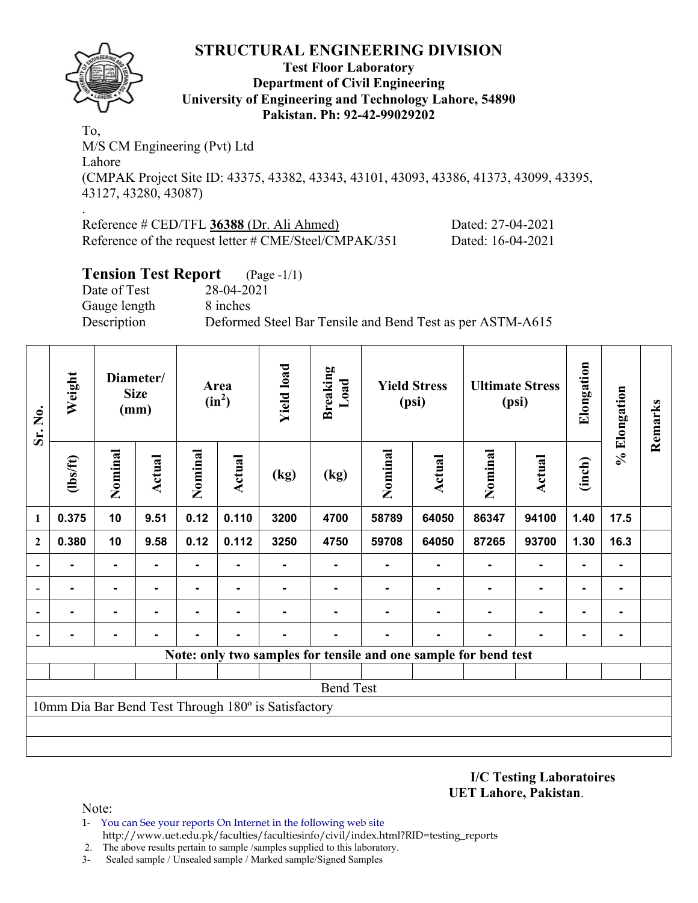# STRUCTURAL ENGINEERING DIVISION

**Test Floor Laboratory**
**Department of Civil Engineering**
**University of Engineering and Technology Lahore, 54890**
**Pakistan. Ph: 92-42-99029202**

To,
M/S CM Engineering (Pvt) Ltd
Lahore
(CMPAK Project Site ID: 43375, 43382, 43343, 43101, 43093, 43386, 41373, 43099, 43395, 43127, 43280, 43087)

.

Reference # CED/TFL **36388** (Dr. Ali Ahmed) Dated: 27-04-2021
Reference of the request letter # CME/Steel/CMPAK/351 Dated: 16-04-2021

## Tension Test Report (Page -1/1)

Date of Test 28-04-2021
Gauge length 8 inches
Description Deformed Steel Bar Tensile and Bend Test as per ASTM-A615

| Sr. No. | Weight | Diameter/ Size (mm) | | Area ($in^2$) | | Yield load | Breaking Load | Yield Stress (psi) | | Ultimate Stress (psi) | | Elongation | % Elongation | Remarks |
|---|---|---|---|---|---|---|---|---|---|---|---|---|---|---|
| | (lbs/ft) | Nominal | Actual | Nominal | Actual | (kg) | (kg) | Nominal | Actual | Nominal | Actual | (inch) | | |
| 1 | 0.375 | 10 | 9.51 | 0.12 | 0.110 | 3200 | 4700 | 58789 | 64050 | 86347 | 94100 | 1.40 | 17.5 | |
| 2 | 0.380 | 10 | 9.58 | 0.12 | 0.112 | 3250 | 4750 | 59708 | 64050 | 87265 | 93700 | 1.30 | 16.3 | |
| - | - | - | - | - | - | - | - | - | - | - | - | - | - | |
| - | - | - | - | - | - | - | - | - | - | - | - | - | - | |
| - | - | - | - | - | - | - | - | - | - | - | - | - | - | |
| - | - | - | - | - | - | - | - | - | - | - | - | - | - | |

**Note: only two samples for tensile and one sample for bend test**

Bend Test

10mm Dia Bar Bend Test Through 180º is Satisfactory

**I/C Testing Laboratoires**
**UET Lahore, Pakistan**.

Note:
1- You can See your reports On Internet in the following web site
http://www.uet.edu.pk/faculties/facultiesinfo/civil/index.html?RID=testing_reports
2. The above results pertain to sample /samples supplied to this laboratory.
3- Sealed sample / Unsealed sample / Marked sample/Signed Samples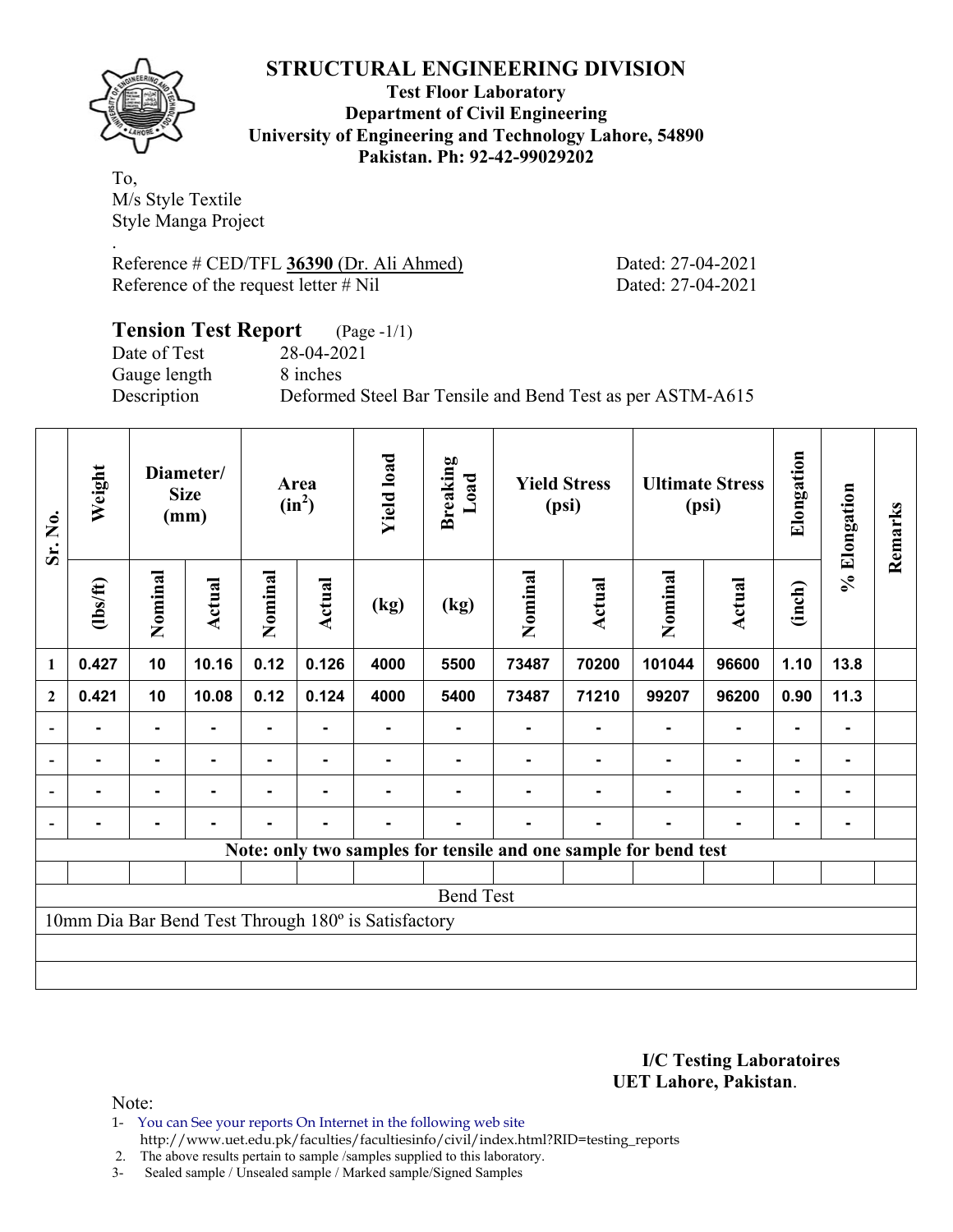# STRUCTURAL ENGINEERING DIVISION

**Test Floor Laboratory**
**Department of Civil Engineering**
**University of Engineering and Technology Lahore, 54890**
**Pakistan. Ph: 92-42-99029202**

To,
M/s Style Textile
Style Manga Project

.
Reference # CED/TFL **36390** (Dr. Ali Ahmed) Dated: 27-04-2021
Reference of the request letter # Nil Dated: 27-04-2021

## Tension Test Report (Page -1/1)

Date of Test 28-04-2021
Gauge length 8 inches
Description Deformed Steel Bar Tensile and Bend Test as per ASTM-A615

| Sr. No. | Weight | Diameter/ Size (mm) | | Area ($in^2$) | | Yield load | Breaking Load | Yield Stress (psi) | | Ultimate Stress (psi) | | Elongation | % Elongation | Remarks |
|---|---|---|---|---|---|---|---|---|---|---|---|---|---|---|
| | (lbs/ft) | Nominal | Actual | Nominal | Actual | (kg) | (kg) | Nominal | Actual | Nominal | Actual | (inch) | | |
| 1 | 0.427 | 10 | 10.16 | 0.12 | 0.126 | 4000 | 5500 | 73487 | 70200 | 101044 | 96600 | 1.10 | 13.8 | |
| 2 | 0.421 | 10 | 10.08 | 0.12 | 0.124 | 4000 | 5400 | 73487 | 71210 | 99207 | 96200 | 0.90 | 11.3 | |
| - | - | - | - | - | - | - | - | - | - | - | - | - | - | |
| - | - | - | - | - | - | - | - | - | - | - | - | - | - | |
| - | - | - | - | - | - | - | - | - | - | - | - | - | - | |
| - | - | - | - | - | - | - | - | - | - | - | - | - | - | |
| Note: only two samples for tensile and one sample for bend test | | | | | | | | | | | | | | |
| Bend Test | | | | | | | | | | | | | | |
| 10mm Dia Bar Bend Test Through 180º is Satisfactory | | | | | | | | | | | | | | |

**I/C Testing Laboratoires**
**UET Lahore, Pakistan**.

Note:
1- You can See your reports On Internet in the following web site
http://www.uet.edu.pk/faculties/facultiesinfo/civil/index.html?RID=testing_reports
2. The above results pertain to sample /samples supplied to this laboratory.
3- Sealed sample / Unsealed sample / Marked sample/Signed Samples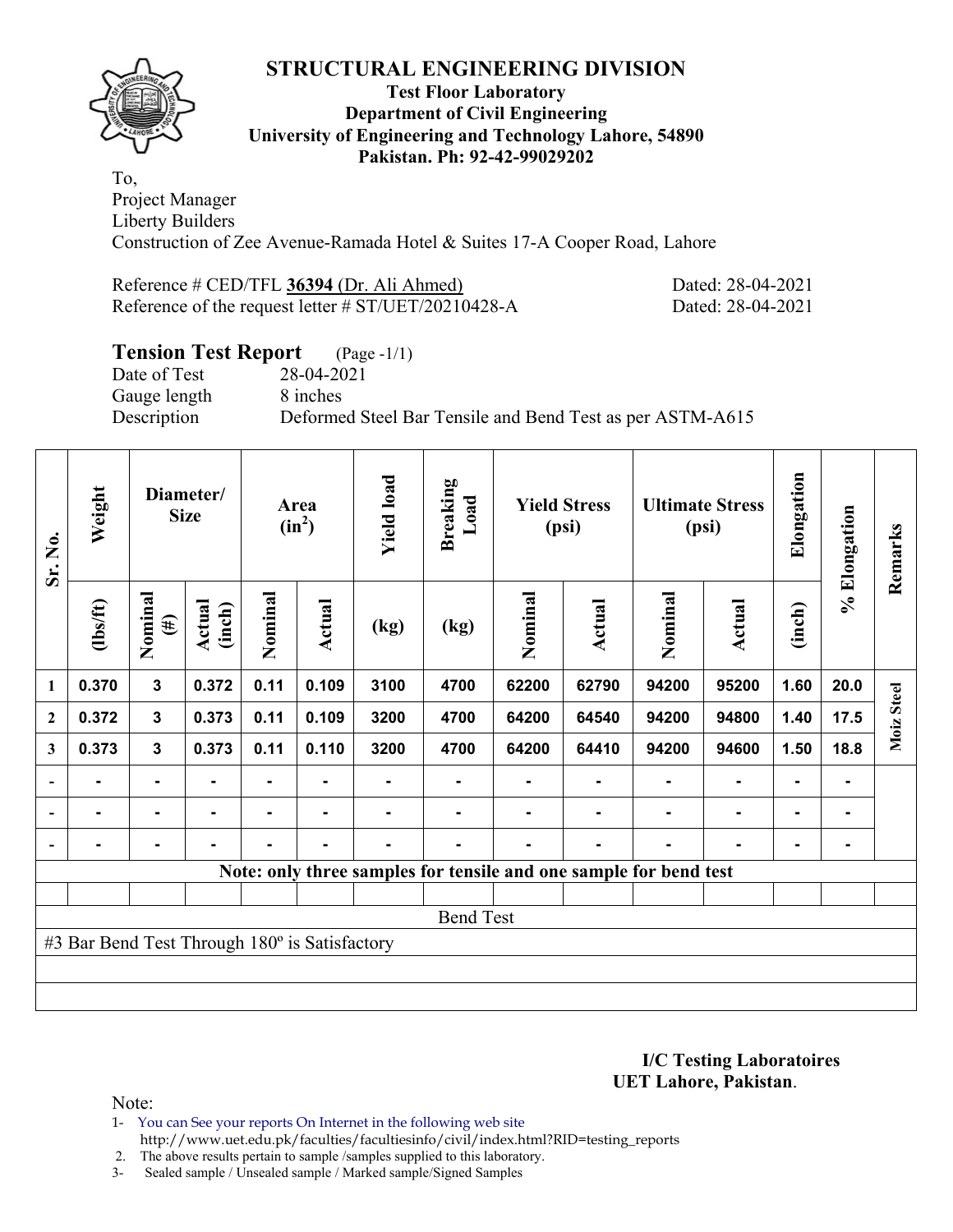# STRUCTURAL ENGINEERING DIVISION

**Test Floor Laboratory**
**Department of Civil Engineering**
**University of Engineering and Technology Lahore, 54890**
**Pakistan. Ph: 92-42-99029202**

To,
Project Manager
Liberty Builders
Construction of Zee Avenue-Ramada Hotel & Suites 17-A Cooper Road, Lahore

Reference # CED/TFL **36394** (Dr. Ali Ahmed) Dated: 28-04-2021
Reference of the request letter # ST/UET/20210428-A Dated: 28-04-2021

## Tension Test Report (Page -1/1)

Date of Test 28-04-2021
Gauge length 8 inches
Description Deformed Steel Bar Tensile and Bend Test as per ASTM-A615

| Sr. No. | Weight | Diameter/ Size | | Area ($in^2$) | | Yield load | Breaking Load | Yield Stress (psi) | | Ultimate Stress (psi) | | Elongation | % Elongation | Remarks |
|---|---|---|---|---|---|---|---|---|---|---|---|---|---|---|
| | (lbs/ft) | Nominal (#) | Actual (inch) | Nominal | Actual | (kg) | (kg) | Nominal | Actual | Nominal | Actual | (inch) | | |
| 1 | 0.370 | 3 | 0.372 | 0.11 | 0.109 | 3100 | 4700 | 62200 | 62790 | 94200 | 95200 | 1.60 | 20.0 | Moiz Steel |
| 2 | 0.372 | 3 | 0.373 | 0.11 | 0.109 | 3200 | 4700 | 64200 | 64540 | 94200 | 94800 | 1.40 | 17.5 | |
| 3 | 0.373 | 3 | 0.373 | 0.11 | 0.110 | 3200 | 4700 | 64200 | 64410 | 94200 | 94600 | 1.50 | 18.8 | |
| - | - | - | - | - | - | - | - | - | - | - | - | - | - | |
| - | - | - | - | - | - | - | - | - | - | - | - | - | - | |
| - | - | - | - | - | - | - | - | - | - | - | - | - | - | |

**Note: only three samples for tensile and one sample for bend test**

Bend Test

#3 Bar Bend Test Through 180º is Satisfactory

**I/C Testing Laboratoires**
**UET Lahore, Pakistan**.

Note:
1- You can See your reports On Internet in the following web site
http://www.uet.edu.pk/faculties/facultiesinfo/civil/index.html?RID=testing_reports
2. The above results pertain to sample /samples supplied to this laboratory.
3- Sealed sample / Unsealed sample / Marked sample/Signed Samples